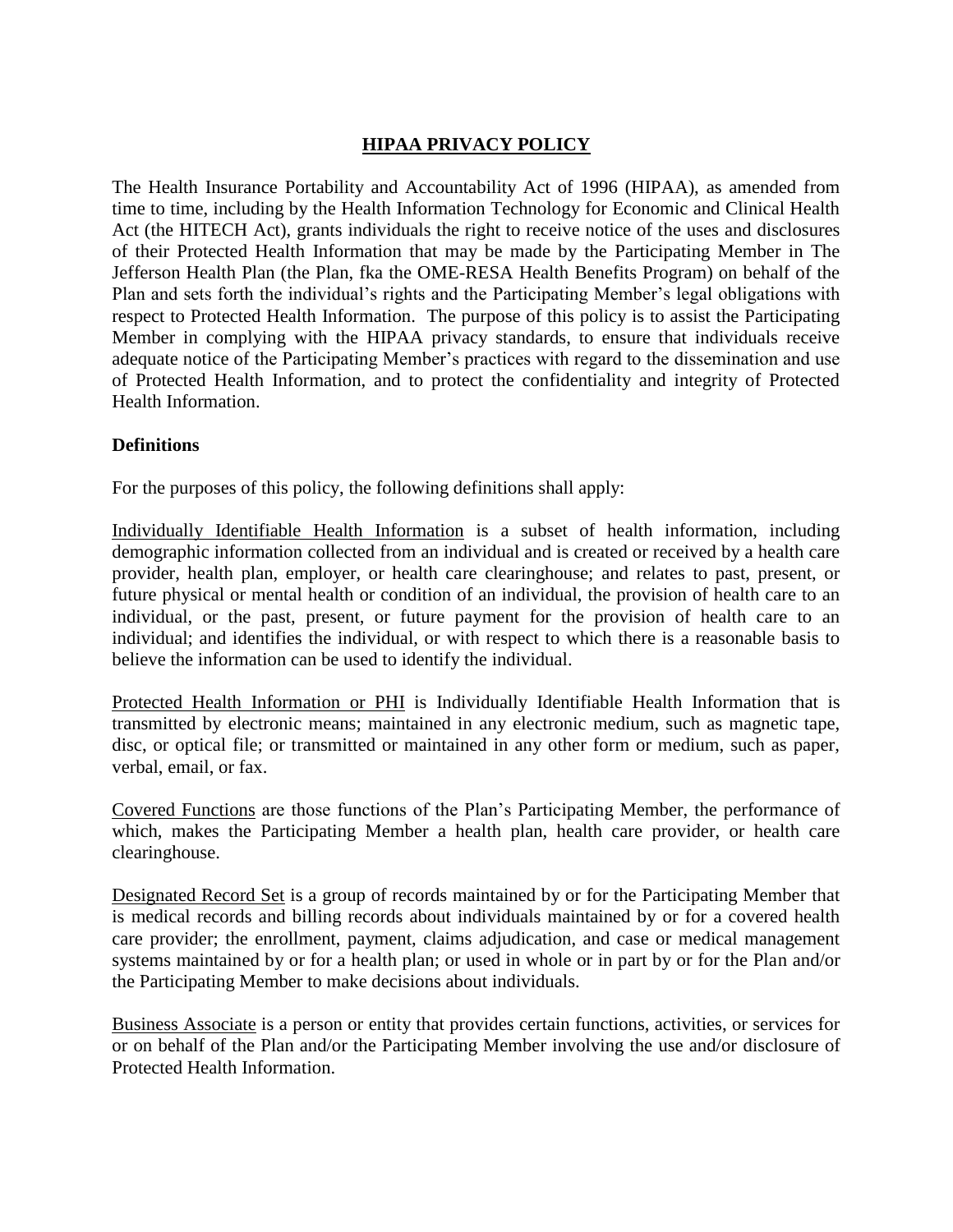# HIPAA PRIVACY POLICY

The Health Insurance Portability and Accountability Act of 1996 (HIPAA), as amended from time to time, including by the Health Information Technology for Economic and Clinical Health Act (the HITECH Act), grants individuals the right to receive notice of the uses and disclosures of their Protected Health Information that may be made by the Participating Member in The Jefferson Health Plan (the Plan, fka the OME-RESA Health Benefits Program) on behalf of the Plan and sets forth the individual's rights and the Participating Member's legal obligations with respect to Protected Health Information. The purpose of this policy is to assist the Participating Member in complying with the HIPAA privacy standards, to ensure that individuals receive adequate notice of the Participating Member's practices with regard to the dissemination and use of Protected Health Information, and to protect the confidentiality and integrity of Protected Health Information.

**Definitions**

For the purposes of this policy, the following definitions shall apply:

Individually Identifiable Health Information is a subset of health information, including demographic information collected from an individual and is created or received by a health care provider, health plan, employer, or health care clearinghouse; and relates to past, present, or future physical or mental health or condition of an individual, the provision of health care to an individual, or the past, present, or future payment for the provision of health care to an individual; and identifies the individual, or with respect to which there is a reasonable basis to believe the information can be used to identify the individual.

Protected Health Information or PHI is Individually Identifiable Health Information that is transmitted by electronic means; maintained in any electronic medium, such as magnetic tape, disc, or optical file; or transmitted or maintained in any other form or medium, such as paper, verbal, email, or fax.

Covered Functions are those functions of the Plan's Participating Member, the performance of which, makes the Participating Member a health plan, health care provider, or health care clearinghouse.

Designated Record Set is a group of records maintained by or for the Participating Member that is medical records and billing records about individuals maintained by or for a covered health care provider; the enrollment, payment, claims adjudication, and case or medical management systems maintained by or for a health plan; or used in whole or in part by or for the Plan and/or the Participating Member to make decisions about individuals.

Business Associate is a person or entity that provides certain functions, activities, or services for or on behalf of the Plan and/or the Participating Member involving the use and/or disclosure of Protected Health Information.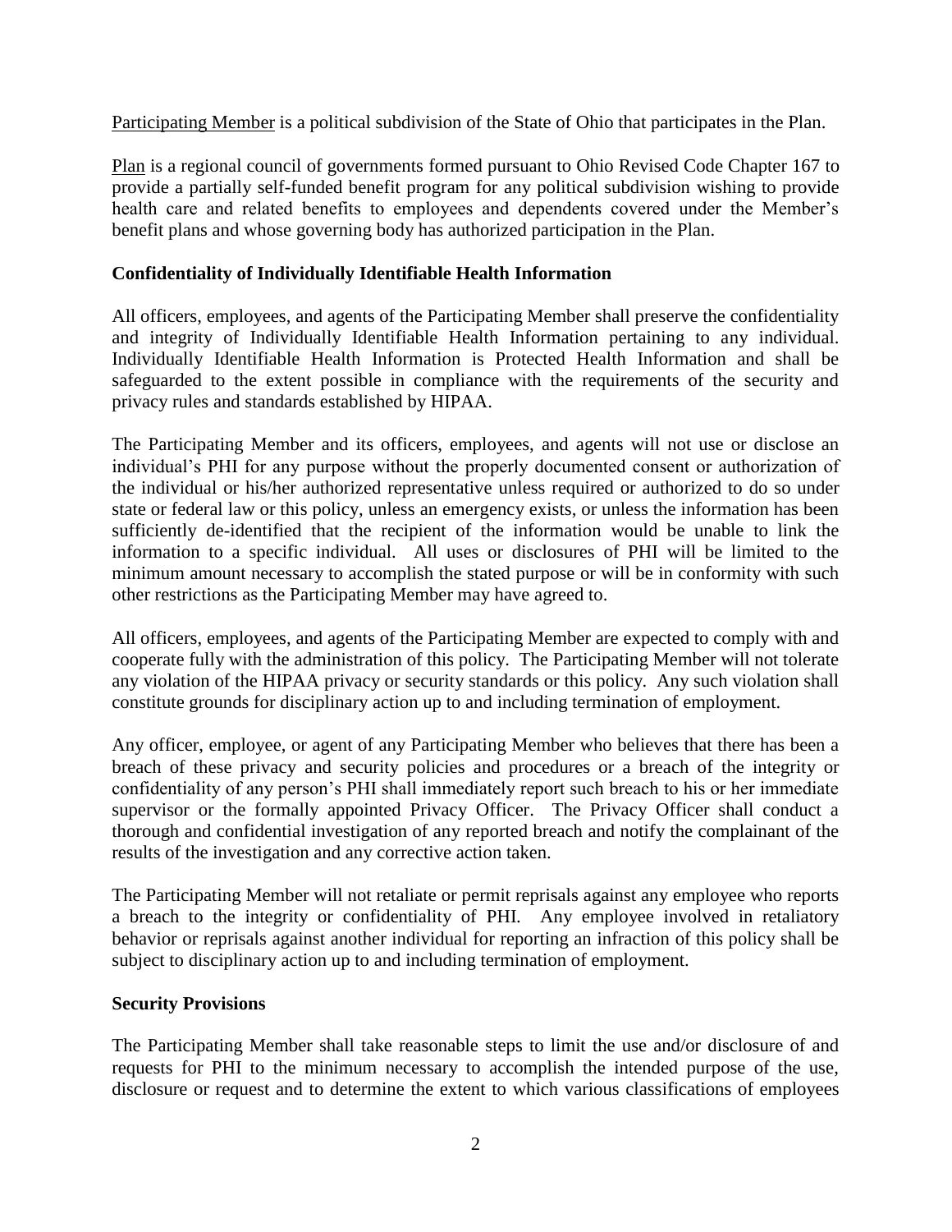<u>Participating Member</u> is a political subdivision of the State of Ohio that participates in the Plan.

<u>Plan</u> is a regional council of governments formed pursuant to Ohio Revised Code Chapter 167 to provide a partially self-funded benefit program for any political subdivision wishing to provide health care and related benefits to employees and dependents covered under the Member's benefit plans and whose governing body has authorized participation in the Plan.

**Confidentiality of Individually Identifiable Health Information**

All officers, employees, and agents of the Participating Member shall preserve the confidentiality and integrity of Individually Identifiable Health Information pertaining to any individual. Individually Identifiable Health Information is Protected Health Information and shall be safeguarded to the extent possible in compliance with the requirements of the security and privacy rules and standards established by HIPAA.

The Participating Member and its officers, employees, and agents will not use or disclose an individual's PHI for any purpose without the properly documented consent or authorization of the individual or his/her authorized representative unless required or authorized to do so under state or federal law or this policy, unless an emergency exists, or unless the information has been sufficiently de-identified that the recipient of the information would be unable to link the information to a specific individual. All uses or disclosures of PHI will be limited to the minimum amount necessary to accomplish the stated purpose or will be in conformity with such other restrictions as the Participating Member may have agreed to.

All officers, employees, and agents of the Participating Member are expected to comply with and cooperate fully with the administration of this policy. The Participating Member will not tolerate any violation of the HIPAA privacy or security standards or this policy. Any such violation shall constitute grounds for disciplinary action up to and including termination of employment.

Any officer, employee, or agent of any Participating Member who believes that there has been a breach of these privacy and security policies and procedures or a breach of the integrity or confidentiality of any person's PHI shall immediately report such breach to his or her immediate supervisor or the formally appointed Privacy Officer. The Privacy Officer shall conduct a thorough and confidential investigation of any reported breach and notify the complainant of the results of the investigation and any corrective action taken.

The Participating Member will not retaliate or permit reprisals against any employee who reports a breach to the integrity or confidentiality of PHI. Any employee involved in retaliatory behavior or reprisals against another individual for reporting an infraction of this policy shall be subject to disciplinary action up to and including termination of employment.

**Security Provisions**

The Participating Member shall take reasonable steps to limit the use and/or disclosure of and requests for PHI to the minimum necessary to accomplish the intended purpose of the use, disclosure or request and to determine the extent to which various classifications of employees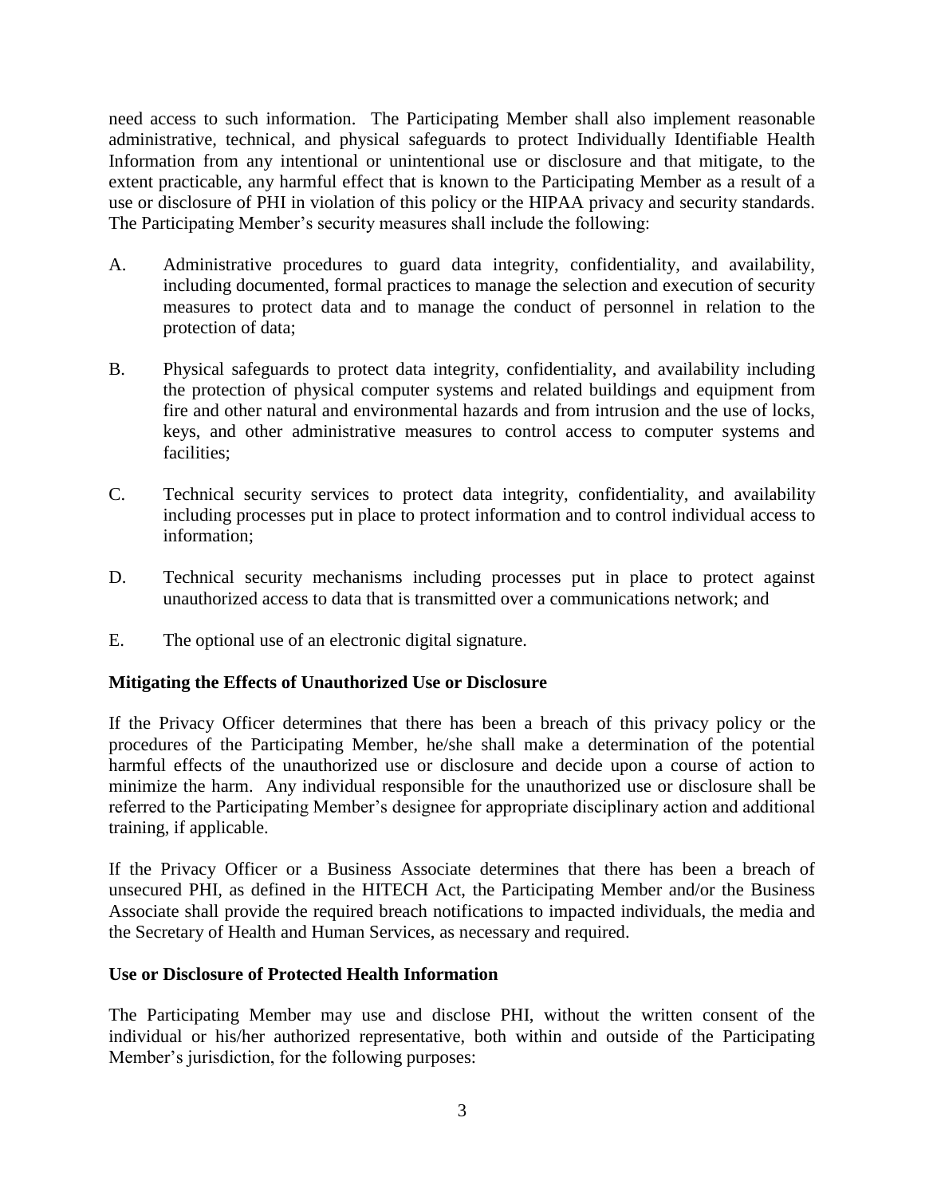need access to such information. The Participating Member shall also implement reasonable administrative, technical, and physical safeguards to protect Individually Identifiable Health Information from any intentional or unintentional use or disclosure and that mitigate, to the extent practicable, any harmful effect that is known to the Participating Member as a result of a use or disclosure of PHI in violation of this policy or the HIPAA privacy and security standards. The Participating Member's security measures shall include the following:

A. Administrative procedures to guard data integrity, confidentiality, and availability, including documented, formal practices to manage the selection and execution of security measures to protect data and to manage the conduct of personnel in relation to the protection of data;

B. Physical safeguards to protect data integrity, confidentiality, and availability including the protection of physical computer systems and related buildings and equipment from fire and other natural and environmental hazards and from intrusion and the use of locks, keys, and other administrative measures to control access to computer systems and facilities;

C. Technical security services to protect data integrity, confidentiality, and availability including processes put in place to protect information and to control individual access to information;

D. Technical security mechanisms including processes put in place to protect against unauthorized access to data that is transmitted over a communications network; and

E. The optional use of an electronic digital signature.

**Mitigating the Effects of Unauthorized Use or Disclosure**

If the Privacy Officer determines that there has been a breach of this privacy policy or the procedures of the Participating Member, he/she shall make a determination of the potential harmful effects of the unauthorized use or disclosure and decide upon a course of action to minimize the harm. Any individual responsible for the unauthorized use or disclosure shall be referred to the Participating Member's designee for appropriate disciplinary action and additional training, if applicable.

If the Privacy Officer or a Business Associate determines that there has been a breach of unsecured PHI, as defined in the HITECH Act, the Participating Member and/or the Business Associate shall provide the required breach notifications to impacted individuals, the media and the Secretary of Health and Human Services, as necessary and required.

**Use or Disclosure of Protected Health Information**

The Participating Member may use and disclose PHI, without the written consent of the individual or his/her authorized representative, both within and outside of the Participating Member's jurisdiction, for the following purposes: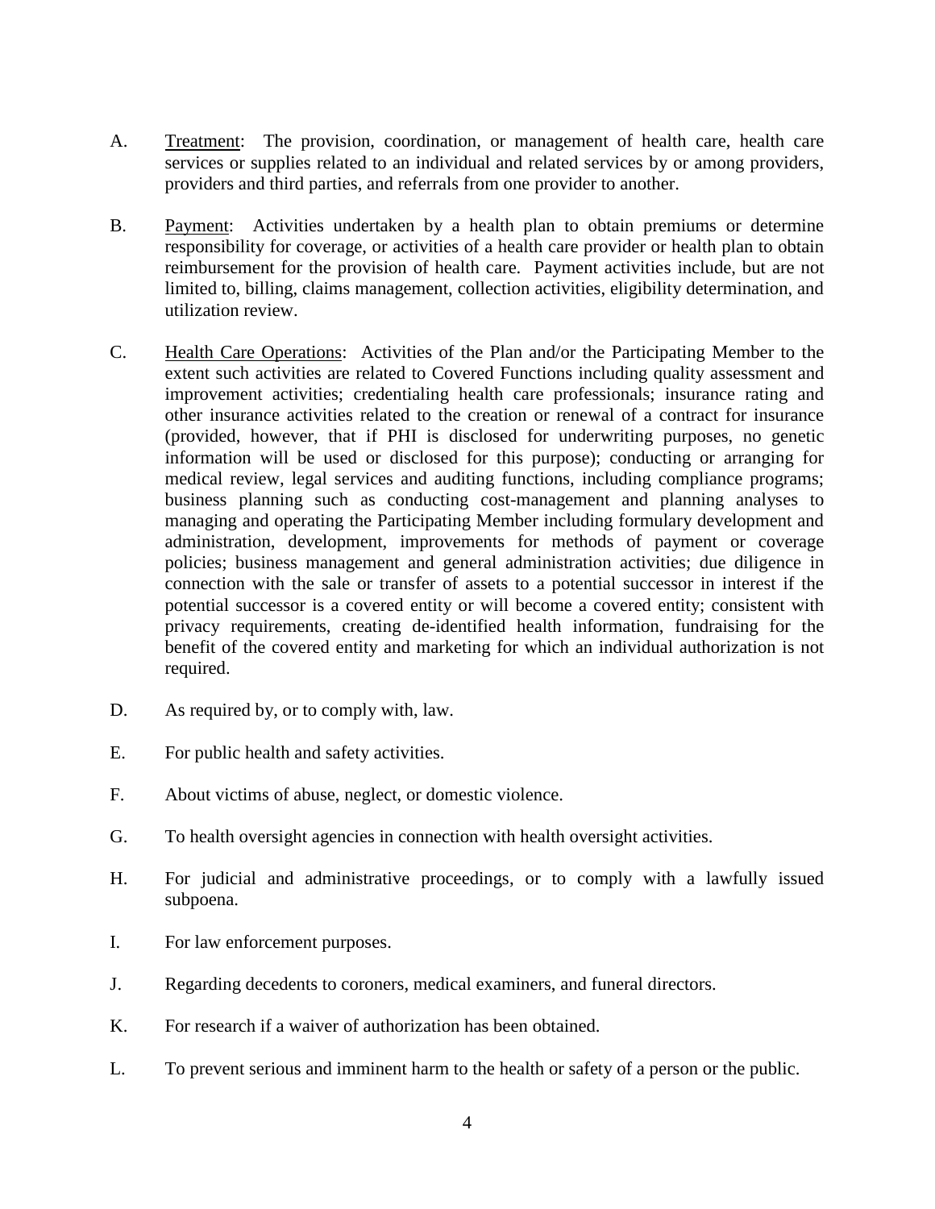A. <u>Treatment</u>: The provision, coordination, or management of health care, health care services or supplies related to an individual and related services by or among providers, providers and third parties, and referrals from one provider to another.

B. <u>Payment</u>: Activities undertaken by a health plan to obtain premiums or determine responsibility for coverage, or activities of a health care provider or health plan to obtain reimbursement for the provision of health care. Payment activities include, but are not limited to, billing, claims management, collection activities, eligibility determination, and utilization review.

C. <u>Health Care Operations</u>: Activities of the Plan and/or the Participating Member to the extent such activities are related to Covered Functions including quality assessment and improvement activities; credentialing health care professionals; insurance rating and other insurance activities related to the creation or renewal of a contract for insurance (provided, however, that if PHI is disclosed for underwriting purposes, no genetic information will be used or disclosed for this purpose); conducting or arranging for medical review, legal services and auditing functions, including compliance programs; business planning such as conducting cost-management and planning analyses to managing and operating the Participating Member including formulary development and administration, development, improvements for methods of payment or coverage policies; business management and general administration activities; due diligence in connection with the sale or transfer of assets to a potential successor in interest if the potential successor is a covered entity or will become a covered entity; consistent with privacy requirements, creating de-identified health information, fundraising for the benefit of the covered entity and marketing for which an individual authorization is not required.

D. As required by, or to comply with, law.

E. For public health and safety activities.

F. About victims of abuse, neglect, or domestic violence.

G. To health oversight agencies in connection with health oversight activities.

H. For judicial and administrative proceedings, or to comply with a lawfully issued subpoena.

I. For law enforcement purposes.

J. Regarding decedents to coroners, medical examiners, and funeral directors.

K. For research if a waiver of authorization has been obtained.

L. To prevent serious and imminent harm to the health or safety of a person or the public.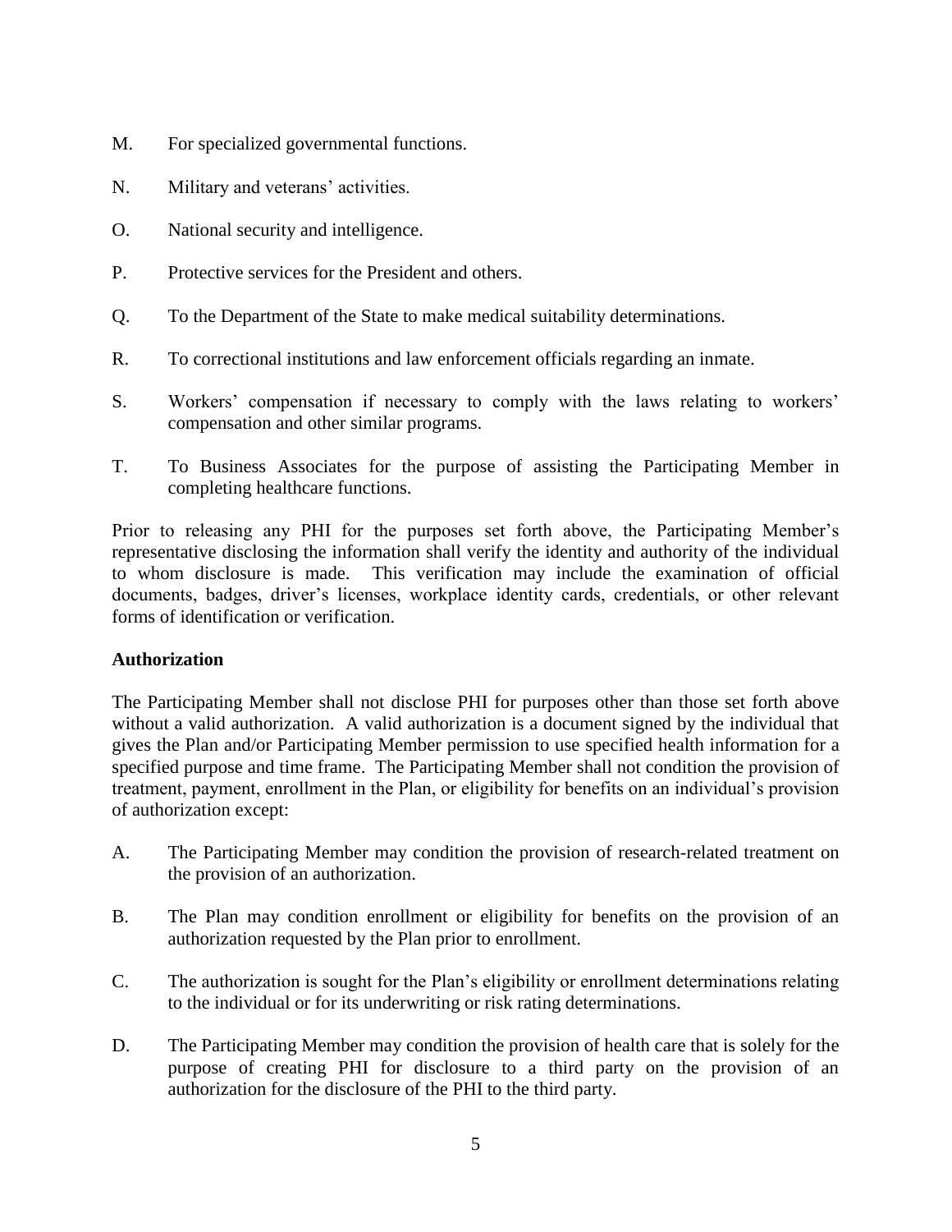M. For specialized governmental functions.

N. Military and veterans' activities.

O. National security and intelligence.

P. Protective services for the President and others.

Q. To the Department of the State to make medical suitability determinations.

R. To correctional institutions and law enforcement officials regarding an inmate.

S. Workers' compensation if necessary to comply with the laws relating to workers' compensation and other similar programs.

T. To Business Associates for the purpose of assisting the Participating Member in completing healthcare functions.

Prior to releasing any PHI for the purposes set forth above, the Participating Member's representative disclosing the information shall verify the identity and authority of the individual to whom disclosure is made. This verification may include the examination of official documents, badges, driver's licenses, workplace identity cards, credentials, or other relevant forms of identification or verification.

**Authorization**

The Participating Member shall not disclose PHI for purposes other than those set forth above without a valid authorization. A valid authorization is a document signed by the individual that gives the Plan and/or Participating Member permission to use specified health information for a specified purpose and time frame. The Participating Member shall not condition the provision of treatment, payment, enrollment in the Plan, or eligibility for benefits on an individual's provision of authorization except:

A. The Participating Member may condition the provision of research-related treatment on the provision of an authorization.

B. The Plan may condition enrollment or eligibility for benefits on the provision of an authorization requested by the Plan prior to enrollment.

C. The authorization is sought for the Plan's eligibility or enrollment determinations relating to the individual or for its underwriting or risk rating determinations.

D. The Participating Member may condition the provision of health care that is solely for the purpose of creating PHI for disclosure to a third party on the provision of an authorization for the disclosure of the PHI to the third party.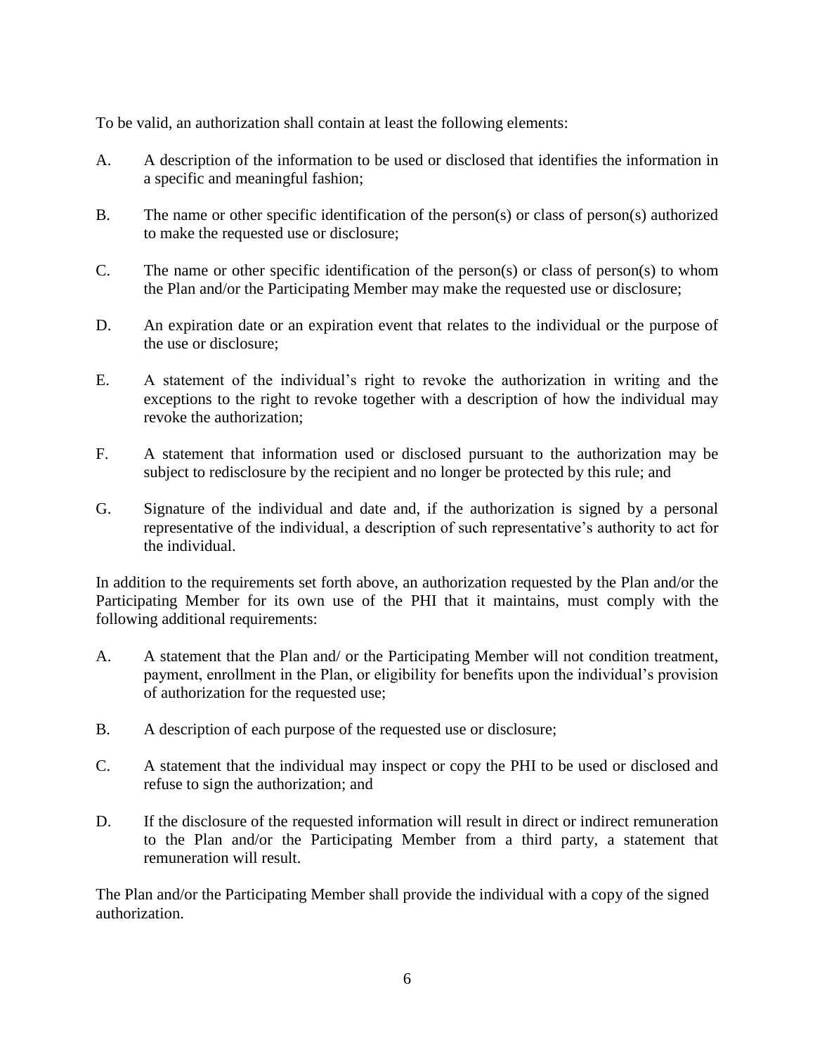To be valid, an authorization shall contain at least the following elements:

A. A description of the information to be used or disclosed that identifies the information in a specific and meaningful fashion;

B. The name or other specific identification of the person(s) or class of person(s) authorized to make the requested use or disclosure;

C. The name or other specific identification of the person(s) or class of person(s) to whom the Plan and/or the Participating Member may make the requested use or disclosure;

D. An expiration date or an expiration event that relates to the individual or the purpose of the use or disclosure;

E. A statement of the individual's right to revoke the authorization in writing and the exceptions to the right to revoke together with a description of how the individual may revoke the authorization;

F. A statement that information used or disclosed pursuant to the authorization may be subject to redisclosure by the recipient and no longer be protected by this rule; and

G. Signature of the individual and date and, if the authorization is signed by a personal representative of the individual, a description of such representative's authority to act for the individual.

In addition to the requirements set forth above, an authorization requested by the Plan and/or the Participating Member for its own use of the PHI that it maintains, must comply with the following additional requirements:

A. A statement that the Plan and/ or the Participating Member will not condition treatment, payment, enrollment in the Plan, or eligibility for benefits upon the individual's provision of authorization for the requested use;

B. A description of each purpose of the requested use or disclosure;

C. A statement that the individual may inspect or copy the PHI to be used or disclosed and refuse to sign the authorization; and

D. If the disclosure of the requested information will result in direct or indirect remuneration to the Plan and/or the Participating Member from a third party, a statement that remuneration will result.

The Plan and/or the Participating Member shall provide the individual with a copy of the signed authorization.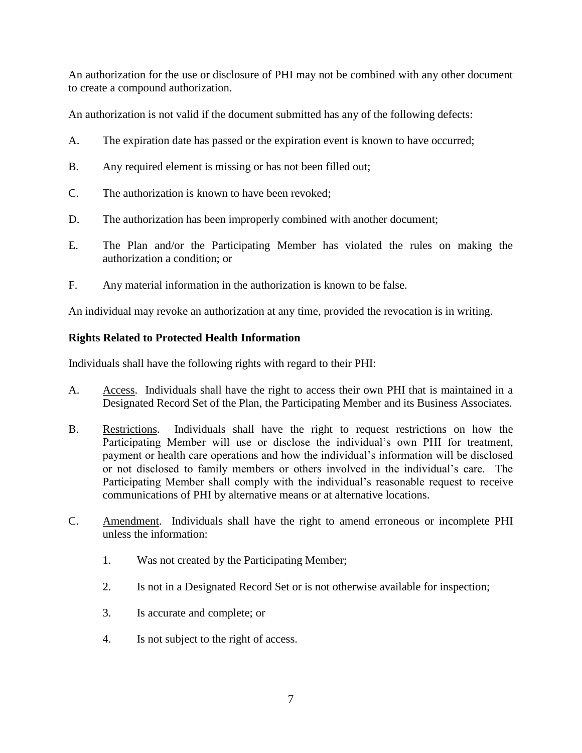An authorization for the use or disclosure of PHI may not be combined with any other document to create a compound authorization.

An authorization is not valid if the document submitted has any of the following defects:

A. The expiration date has passed or the expiration event is known to have occurred;

B. Any required element is missing or has not been filled out;

C. The authorization is known to have been revoked;

D. The authorization has been improperly combined with another document;

E. The Plan and/or the Participating Member has violated the rules on making the authorization a condition; or

F. Any material information in the authorization is known to be false.

An individual may revoke an authorization at any time, provided the revocation is in writing.

**Rights Related to Protected Health Information**

Individuals shall have the following rights with regard to their PHI:

A. Access. Individuals shall have the right to access their own PHI that is maintained in a Designated Record Set of the Plan, the Participating Member and its Business Associates.

B. Restrictions. Individuals shall have the right to request restrictions on how the Participating Member will use or disclose the individual's own PHI for treatment, payment or health care operations and how the individual's information will be disclosed or not disclosed to family members or others involved in the individual's care. The Participating Member shall comply with the individual's reasonable request to receive communications of PHI by alternative means or at alternative locations.

C. Amendment. Individuals shall have the right to amend erroneous or incomplete PHI unless the information:

   1. Was not created by the Participating Member;

   2. Is not in a Designated Record Set or is not otherwise available for inspection;

   3. Is accurate and complete; or

   4. Is not subject to the right of access.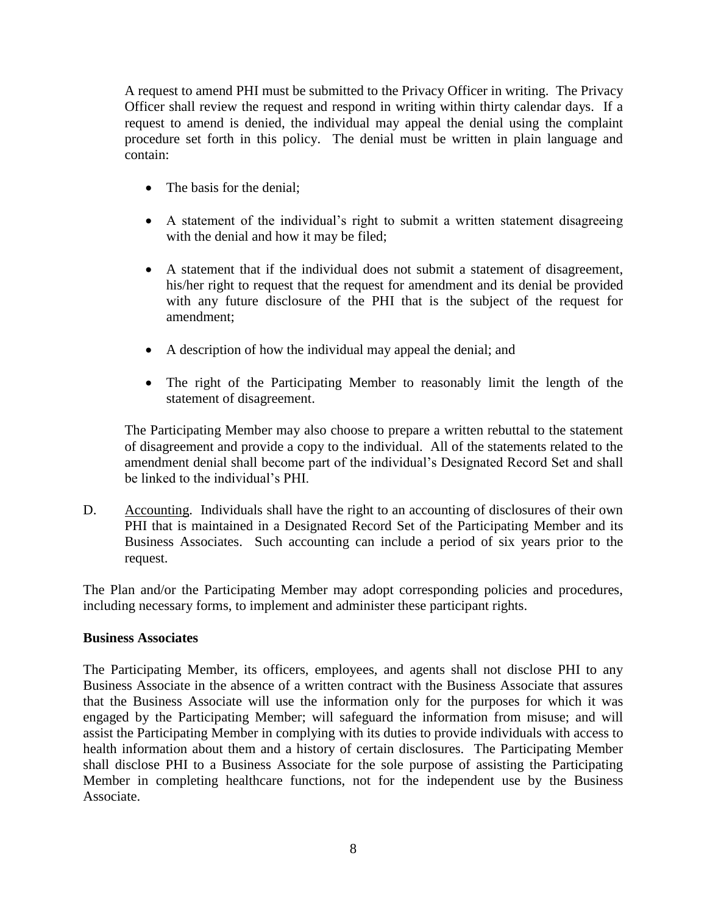A request to amend PHI must be submitted to the Privacy Officer in writing. The Privacy Officer shall review the request and respond in writing within thirty calendar days. If a request to amend is denied, the individual may appeal the denial using the complaint procedure set forth in this policy. The denial must be written in plain language and contain:

- The basis for the denial;
- A statement of the individual's right to submit a written statement disagreeing with the denial and how it may be filed;
- A statement that if the individual does not submit a statement of disagreement, his/her right to request that the request for amendment and its denial be provided with any future disclosure of the PHI that is the subject of the request for amendment;
- A description of how the individual may appeal the denial; and
- The right of the Participating Member to reasonably limit the length of the statement of disagreement.

The Participating Member may also choose to prepare a written rebuttal to the statement of disagreement and provide a copy to the individual. All of the statements related to the amendment denial shall become part of the individual's Designated Record Set and shall be linked to the individual's PHI.

D. Accounting. Individuals shall have the right to an accounting of disclosures of their own PHI that is maintained in a Designated Record Set of the Participating Member and its Business Associates. Such accounting can include a period of six years prior to the request.

The Plan and/or the Participating Member may adopt corresponding policies and procedures, including necessary forms, to implement and administer these participant rights.

**Business Associates**

The Participating Member, its officers, employees, and agents shall not disclose PHI to any Business Associate in the absence of a written contract with the Business Associate that assures that the Business Associate will use the information only for the purposes for which it was engaged by the Participating Member; will safeguard the information from misuse; and will assist the Participating Member in complying with its duties to provide individuals with access to health information about them and a history of certain disclosures. The Participating Member shall disclose PHI to a Business Associate for the sole purpose of assisting the Participating Member in completing healthcare functions, not for the independent use by the Business Associate.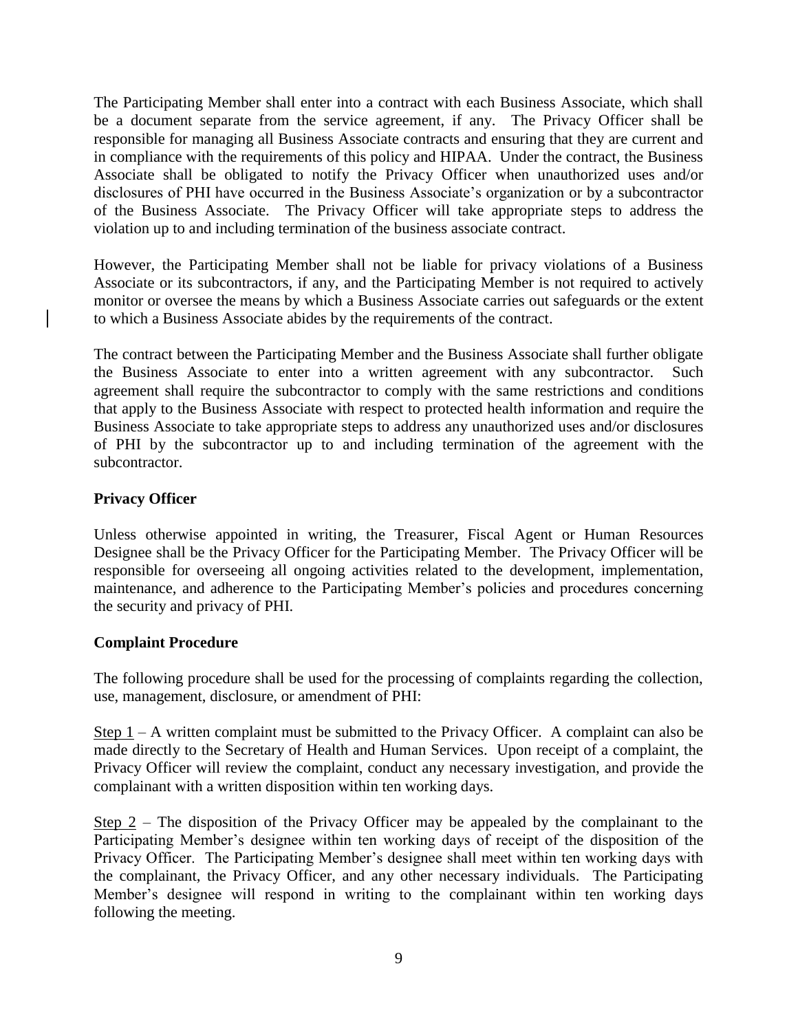The Participating Member shall enter into a contract with each Business Associate, which shall be a document separate from the service agreement, if any. The Privacy Officer shall be responsible for managing all Business Associate contracts and ensuring that they are current and in compliance with the requirements of this policy and HIPAA. Under the contract, the Business Associate shall be obligated to notify the Privacy Officer when unauthorized uses and/or disclosures of PHI have occurred in the Business Associate's organization or by a subcontractor of the Business Associate. The Privacy Officer will take appropriate steps to address the violation up to and including termination of the business associate contract.

However, the Participating Member shall not be liable for privacy violations of a Business Associate or its subcontractors, if any, and the Participating Member is not required to actively monitor or oversee the means by which a Business Associate carries out safeguards or the extent to which a Business Associate abides by the requirements of the contract.

The contract between the Participating Member and the Business Associate shall further obligate the Business Associate to enter into a written agreement with any subcontractor. Such agreement shall require the subcontractor to comply with the same restrictions and conditions that apply to the Business Associate with respect to protected health information and require the Business Associate to take appropriate steps to address any unauthorized uses and/or disclosures of PHI by the subcontractor up to and including termination of the agreement with the subcontractor.

**Privacy Officer**

Unless otherwise appointed in writing, the Treasurer, Fiscal Agent or Human Resources Designee shall be the Privacy Officer for the Participating Member. The Privacy Officer will be responsible for overseeing all ongoing activities related to the development, implementation, maintenance, and adherence to the Participating Member's policies and procedures concerning the security and privacy of PHI.

**Complaint Procedure**

The following procedure shall be used for the processing of complaints regarding the collection, use, management, disclosure, or amendment of PHI:

Step 1 – A written complaint must be submitted to the Privacy Officer. A complaint can also be made directly to the Secretary of Health and Human Services. Upon receipt of a complaint, the Privacy Officer will review the complaint, conduct any necessary investigation, and provide the complainant with a written disposition within ten working days.

Step 2 – The disposition of the Privacy Officer may be appealed by the complainant to the Participating Member's designee within ten working days of receipt of the disposition of the Privacy Officer. The Participating Member's designee shall meet within ten working days with the complainant, the Privacy Officer, and any other necessary individuals. The Participating Member's designee will respond in writing to the complainant within ten working days following the meeting.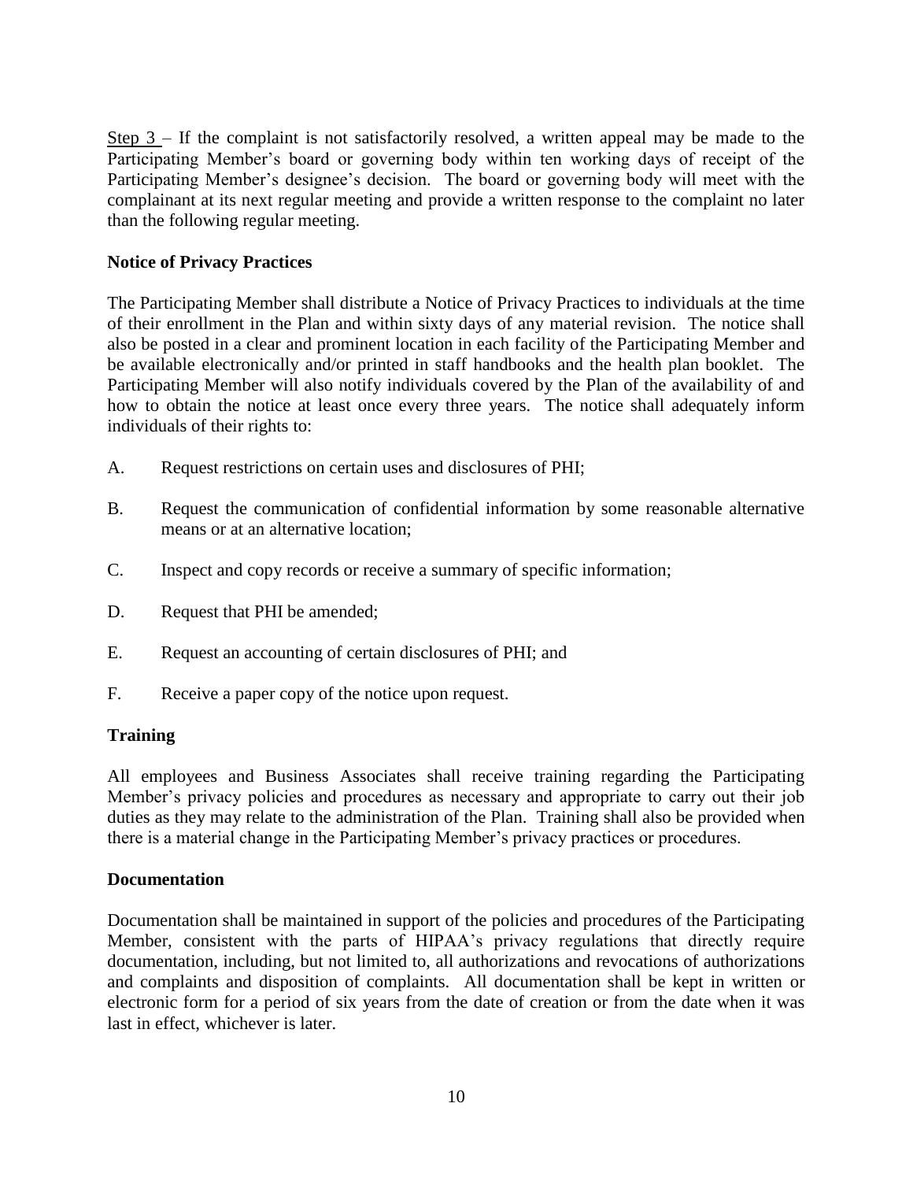Step 3 – If the complaint is not satisfactorily resolved, a written appeal may be made to the Participating Member's board or governing body within ten working days of receipt of the Participating Member's designee's decision. The board or governing body will meet with the complainant at its next regular meeting and provide a written response to the complaint no later than the following regular meeting.

**Notice of Privacy Practices**

The Participating Member shall distribute a Notice of Privacy Practices to individuals at the time of their enrollment in the Plan and within sixty days of any material revision. The notice shall also be posted in a clear and prominent location in each facility of the Participating Member and be available electronically and/or printed in staff handbooks and the health plan booklet. The Participating Member will also notify individuals covered by the Plan of the availability of and how to obtain the notice at least once every three years. The notice shall adequately inform individuals of their rights to:

A. Request restrictions on certain uses and disclosures of PHI;

B. Request the communication of confidential information by some reasonable alternative means or at an alternative location;

C. Inspect and copy records or receive a summary of specific information;

D. Request that PHI be amended;

E. Request an accounting of certain disclosures of PHI; and

F. Receive a paper copy of the notice upon request.

## Training

All employees and Business Associates shall receive training regarding the Participating Member's privacy policies and procedures as necessary and appropriate to carry out their job duties as they may relate to the administration of the Plan. Training shall also be provided when there is a material change in the Participating Member's privacy practices or procedures.

**Documentation**

Documentation shall be maintained in support of the policies and procedures of the Participating Member, consistent with the parts of HIPAA's privacy regulations that directly require documentation, including, but not limited to, all authorizations and revocations of authorizations and complaints and disposition of complaints. All documentation shall be kept in written or electronic form for a period of six years from the date of creation or from the date when it was last in effect, whichever is later.